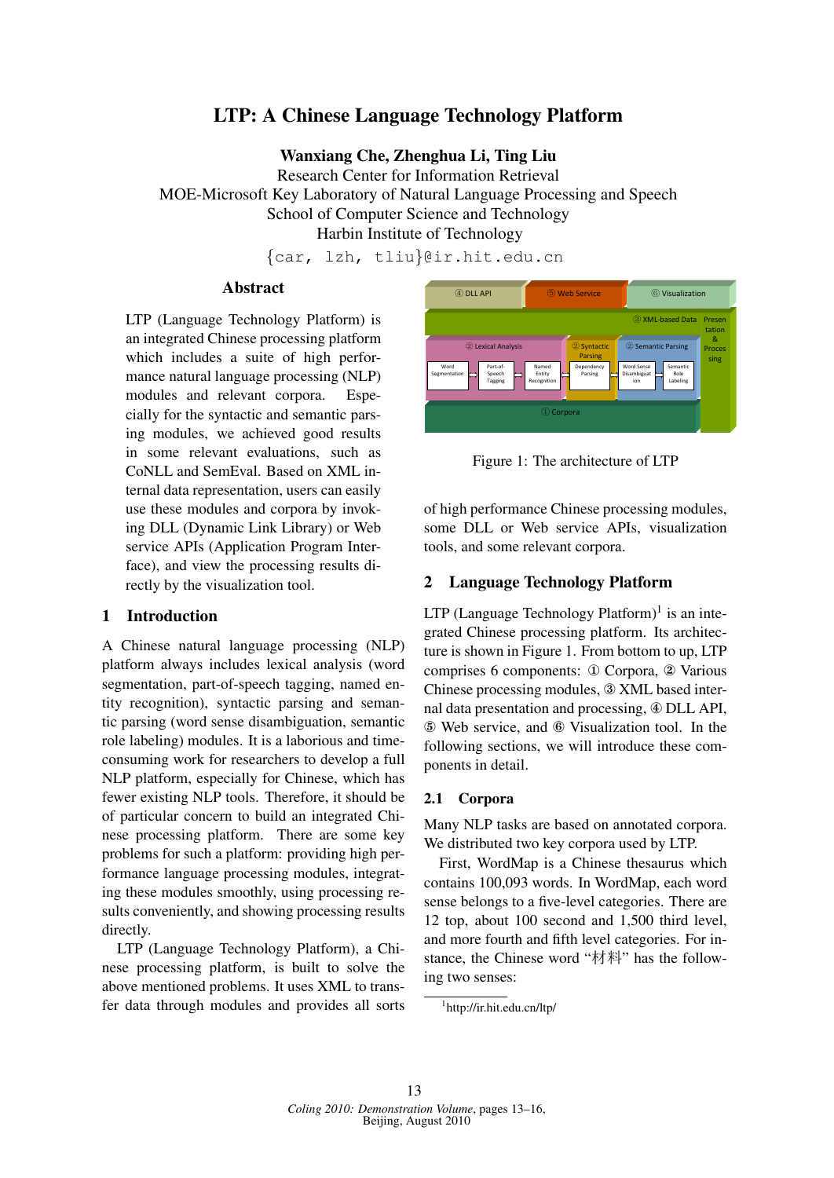# LTP: A Chinese Language Technology Platform

**Wanxiang Che, Zhenghua Li, Ting Liu**
Research Center for Information Retrieval
MOE-Microsoft Key Laboratory of Natural Language Processing and Speech
School of Computer Science and Technology
Harbin Institute of Technology
{car, lzh, tliu}@ir.hit.edu.cn

## Abstract

LTP (Language Technology Platform) is an integrated Chinese processing platform which includes a suite of high performance natural language processing (NLP) modules and relevant corpora. Especially for the syntactic and semantic parsing modules, we achieved good results in some relevant evaluations, such as CoNLL and SemEval. Based on XML internal data representation, users can easily use these modules and corpora by invoking DLL (Dynamic Link Library) or Web service APIs (Application Program Interface), and view the processing results directly by the visualization tool.

## 1 Introduction

A Chinese natural language processing (NLP) platform always includes lexical analysis (word segmentation, part-of-speech tagging, named entity recognition), syntactic parsing and semantic parsing (word sense disambiguation, semantic role labeling) modules. It is a laborious and time-consuming work for researchers to develop a full NLP platform, especially for Chinese, which has fewer existing NLP tools. Therefore, it should be of particular concern to build an integrated Chinese processing platform. There are some key problems for such a platform: providing high performance language processing modules, integrating these modules smoothly, using processing results conveniently, and showing processing results directly.

LTP (Language Technology Platform), a Chinese processing platform, is built to solve the above mentioned problems. It uses XML to transfer data through modules and provides all sorts of high performance Chinese processing modules, some DLL or Web service APIs, visualization tools, and some relevant corpora.

Figure 1: The architecture of LTP

## 2 Language Technology Platform

LTP (Language Technology Platform)[1] is an integrated Chinese processing platform. Its architecture is shown in Figure 1. From bottom to up, LTP comprises 6 components: ① Corpora, ② Various Chinese processing modules, ③ XML based internal data presentation and processing, ④ DLL API, ⑤ Web service, and ⑥ Visualization tool. In the following sections, we will introduce these components in detail.

### 2.1 Corpora

Many NLP tasks are based on annotated corpora. We distributed two key corpora used by LTP.

First, WordMap is a Chinese thesaurus which contains 100,093 words. In WordMap, each word sense belongs to a five-level categories. There are 12 top, about 100 second and 1,500 third level, and more fourth and fifth level categories. For instance, the Chinese word "材料" has the following two senses:

[1] http://ir.hit.edu.cn/ltp/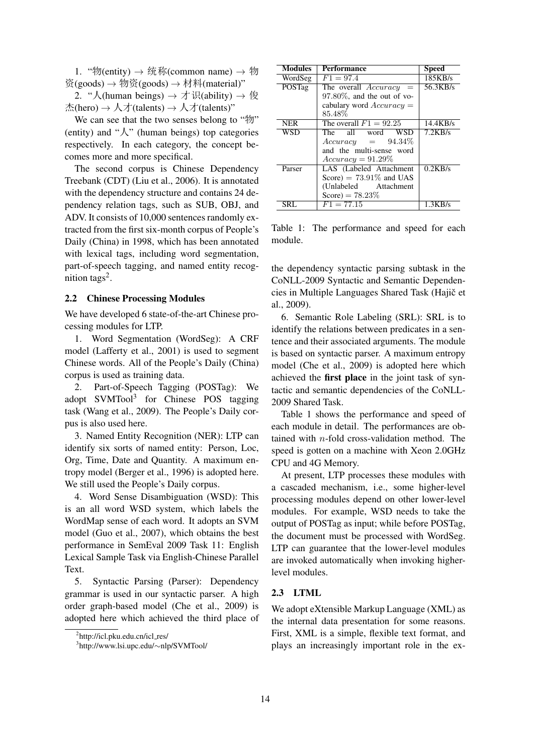1. "物(entity) → 统称(common name) → 物资(goods) → 物资(goods) → 材料(material)"

2. "人(human beings) → 才识(ability) → 俊杰(hero) → 人才(talents) → 人才(talents)"

We can see that the two senses belong to "物" (entity) and "人" (human beings) top categories respectively. In each category, the concept becomes more and more specifical.

The second corpus is Chinese Dependency Treebank (CDT) (Liu et al., 2006). It is annotated with the dependency structure and contains 24 dependency relation tags, such as SUB, OBJ, and ADV. It consists of 10,000 sentences randomly extracted from the first six-month corpus of People's Daily (China) in 1998, which has been annotated with lexical tags, including word segmentation, part-of-speech tagging, and named entity recognition tags[2].

### 2.2 Chinese Processing Modules

We have developed 6 state-of-the-art Chinese processing modules for LTP.

1. Word Segmentation (WordSeg): A CRF model (Lafferty et al., 2001) is used to segment Chinese words. All of the People's Daily (China) corpus is used as training data.

2. Part-of-Speech Tagging (POSTag): We adopt SVMTool[3] for Chinese POS tagging task (Wang et al., 2009). The People's Daily corpus is also used here.

3. Named Entity Recognition (NER): LTP can identify six sorts of named entity: Person, Loc, Org, Time, Date and Quantity. A maximum entropy model (Berger et al., 1996) is adopted here. We still used the People's Daily corpus.

4. Word Sense Disambiguation (WSD): This is an all word WSD system, which labels the WordMap sense of each word. It adopts an SVM model (Guo et al., 2007), which obtains the best performance in SemEval 2009 Task 11: English Lexical Sample Task via English-Chinese Parallel Text.

5. Syntactic Parsing (Parser): Dependency grammar is used in our syntactic parser. A high order graph-based model (Che et al., 2009) is adopted here which achieved the third place of the dependency syntactic parsing subtask in the CoNLL-2009 Syntactic and Semantic Dependencies in Multiple Languages Shared Task (Hajič et al., 2009).

6. Semantic Role Labeling (SRL): SRL is to identify the relations between predicates in a sentence and their associated arguments. The module is based on syntactic parser. A maximum entropy model (Che et al., 2009) is adopted here which achieved the **first place** in the joint task of syntactic and semantic dependencies of the CoNLL-2009 Shared Task.

| Modules | Performance | Speed |
|---|---|---|
| WordSeg | $F1 = 97.4$ | 185KB/s |
| POSTag | The overall $Accuracy = 97.80\%$, and the out of vocabulary word $Accuracy = 85.48\%$ | 56.3KB/s |
| NER | The overall $F1 = 92.25$ | 14.4KB/s |
| WSD | The all word WSD $Accuracy = 94.34\%$ and the multi-sense word $Accuracy = 91.29\%$ | 7.2KB/s |
| Parser | LAS (Labeled Attachment Score) $= 73.91\%$ and UAS (Unlabeled Attachment Score) $= 78.23\%$ | 0.2KB/s |
| SRL | $F1 = 77.15$ | 1.3KB/s |

Table 1: The performance and speed for each module.

Table 1 shows the performance and speed of each module in detail. The performances are obtained with $n$-fold cross-validation method. The speed is gotten on a machine with Xeon 2.0GHz CPU and 4G Memory.

At present, LTP processes these modules with a cascaded mechanism, i.e., some higher-level processing modules depend on other lower-level modules. For example, WSD needs to take the output of POSTag as input; while before POSTag, the document must be processed with WordSeg. LTP can guarantee that the lower-level modules are invoked automatically when invoking higher-level modules.

### 2.3 LTML

We adopt eXtensible Markup Language (XML) as the internal data presentation for some reasons. First, XML is a simple, flexible text format, and plays an increasingly important role in the ex-

[2] http://icl.pku.edu.cn/icl_res/

[3] http://www.lsi.upc.edu/∼nlp/SVMTool/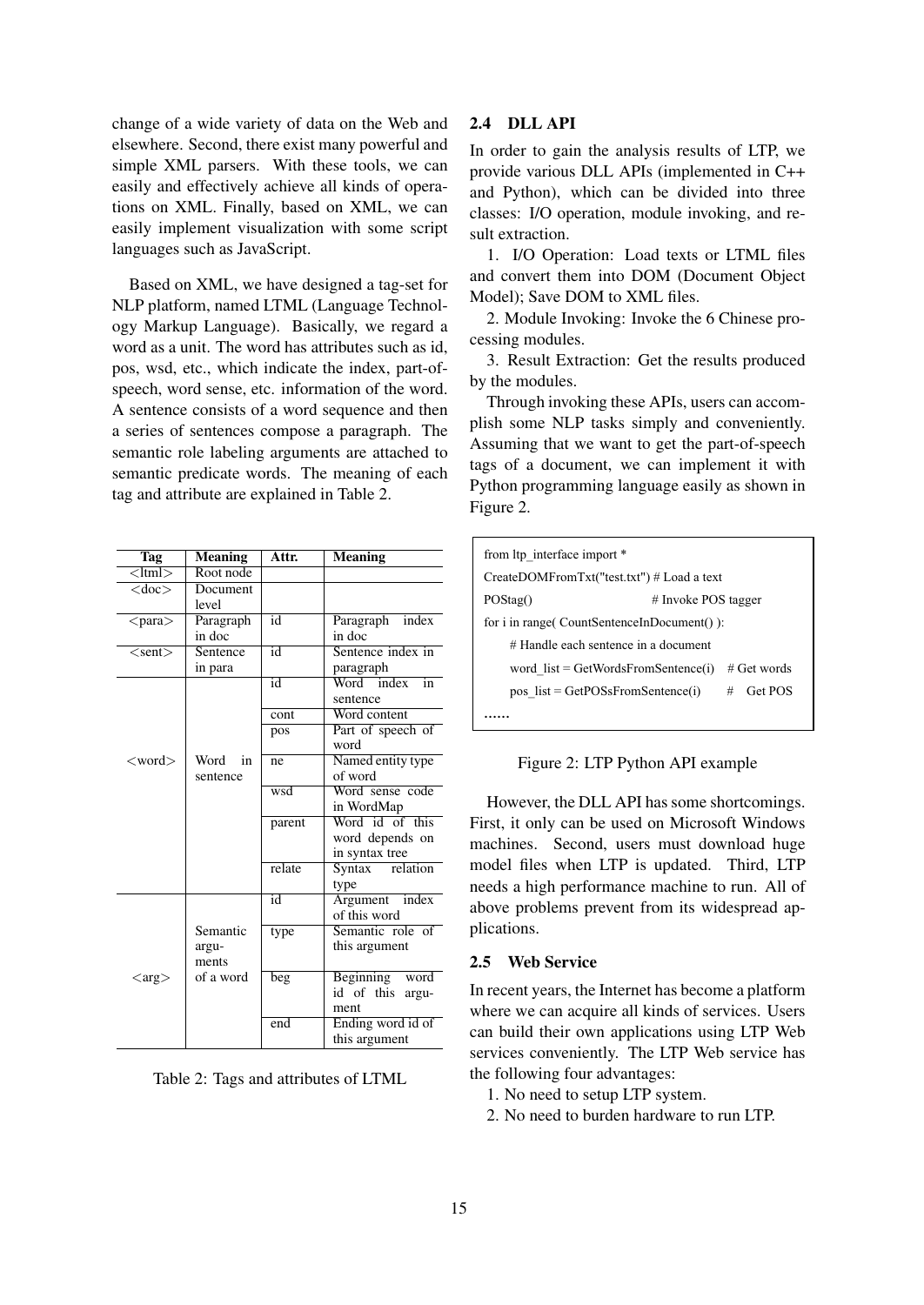change of a wide variety of data on the Web and elsewhere. Second, there exist many powerful and simple XML parsers. With these tools, we can easily and effectively achieve all kinds of operations on XML. Finally, based on XML, we can easily implement visualization with some script languages such as JavaScript.

Based on XML, we have designed a tag-set for NLP platform, named LTML (Language Technology Markup Language). Basically, we regard a word as a unit. The word has attributes such as id, pos, wsd, etc., which indicate the index, part-of-speech, word sense, etc. information of the word. A sentence consists of a word sequence and then a series of sentences compose a paragraph. The semantic role labeling arguments are attached to semantic predicate words. The meaning of each tag and attribute are explained in Table 2.

| Tag | Meaning | Attr. | Meaning |
|---|---|---|---|
| <ltml> | Root node | | |
| <doc> | Document level | | |
| <para> | Paragraph in doc | id | Paragraph index in doc |
| <sent> | Sentence in para | id | Sentence index in paragraph |
| <word> | Word in sentence | id | Word index in sentence |
| | | cont | Word content |
| | | pos | Part of speech of word |
| | | ne | Named entity type of word |
| | | wsd | Word sense code in WordMap |
| | | parent | Word id of this word depends on in syntax tree |
| | | relate | Syntax relation type |
| <arg> | Semantic arguments of a word | id | Argument index of this word |
| | | type | Semantic role of this argument |
| | | beg | Beginning word id of this argument |
| | | end | Ending word id of this argument |

Table 2: Tags and attributes of LTML

## 2.4 DLL API

In order to gain the analysis results of LTP, we provide various DLL APIs (implemented in C++ and Python), which can be divided into three classes: I/O operation, module invoking, and result extraction.

1. I/O Operation: Load texts or LTML files and convert them into DOM (Document Object Model); Save DOM to XML files.

2. Module Invoking: Invoke the 6 Chinese processing modules.

3. Result Extraction: Get the results produced by the modules.

Through invoking these APIs, users can accomplish some NLP tasks simply and conveniently. Assuming that we want to get the part-of-speech tags of a document, we can implement it with Python programming language easily as shown in Figure 2.

```
from ltp_interface import *
CreateDOMFromTxt("test.txt") # Load a text
POStag()                          # Invoke POS tagger
for i in range( CountSentenceInDocument() ):
    # Handle each sentence in a document
    word_list = GetWordsFromSentence(i)   # Get words
    pos_list = GetPOSsFromSentence(i)     #   Get POS
……
```

Figure 2: LTP Python API example

However, the DLL API has some shortcomings. First, it only can be used on Microsoft Windows machines. Second, users must download huge model files when LTP is updated. Third, LTP needs a high performance machine to run. All of above problems prevent from its widespread applications.

## 2.5 Web Service

In recent years, the Internet has become a platform where we can acquire all kinds of services. Users can build their own applications using LTP Web services conveniently. The LTP Web service has the following four advantages:

1. No need to setup LTP system.

2. No need to burden hardware to run LTP.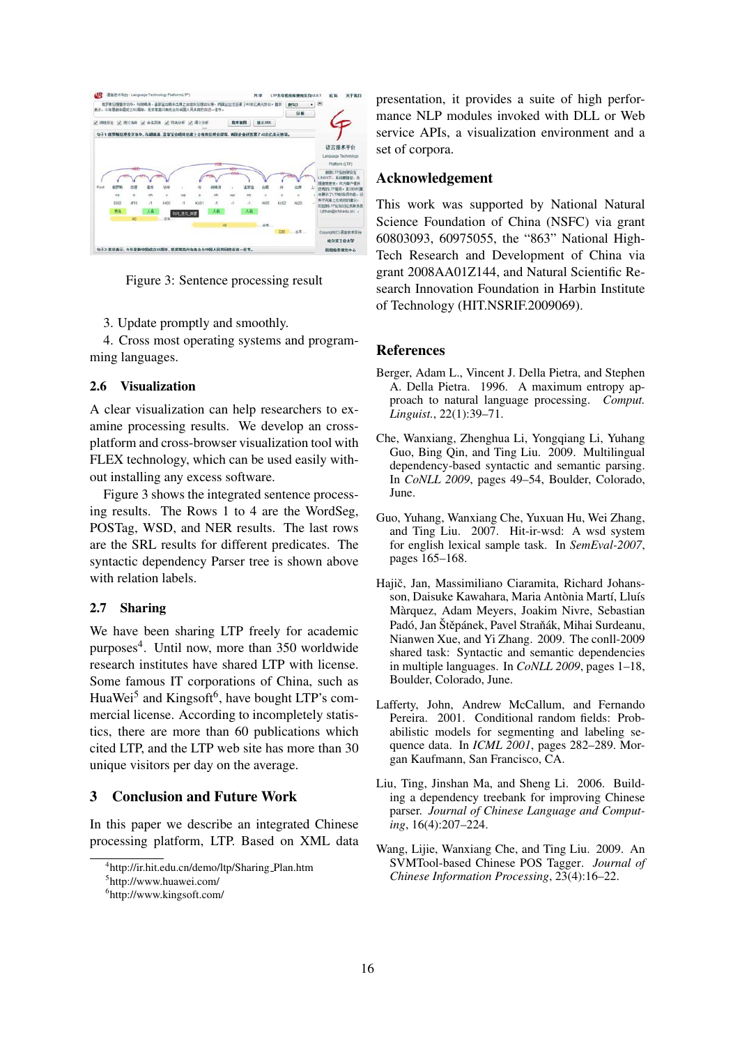Figure 3: Sentence processing result

3. Update promptly and smoothly.

4. Cross most operating systems and programming languages.

### 2.6 Visualization

A clear visualization can help researchers to examine processing results. We develop an cross-platform and cross-browser visualization tool with FLEX technology, which can be used easily without installing any excess software.

Figure 3 shows the integrated sentence processing results. The Rows 1 to 4 are the WordSeg, POSTag, WSD, and NER results. The last rows are the SRL results for different predicates. The syntactic dependency Parser tree is shown above with relation labels.

### 2.7 Sharing

We have been sharing LTP freely for academic purposes[4]. Until now, more than 350 worldwide research institutes have shared LTP with license. Some famous IT corporations of China, such as HuaWei[5] and Kingsoft[6], have bought LTP's commercial license. According to incompletely statistics, there are more than 60 publications which cited LTP, and the LTP web site has more than 30 unique visitors per day on the average.

## 3 Conclusion and Future Work

In this paper we describe an integrated Chinese processing platform, LTP. Based on XML data presentation, it provides a suite of high performance NLP modules invoked with DLL or Web service APIs, a visualization environment and a set of corpora.

[4]http://ir.hit.edu.cn/demo/ltp/Sharing_Plan.htm
[5]http://www.huawei.com/
[6]http://www.kingsoft.com/

## Acknowledgement

This work was supported by National Natural Science Foundation of China (NSFC) via grant 60803093, 60975055, the "863" National High-Tech Research and Development of China via grant 2008AA01Z144, and Natural Scientific Research Innovation Foundation in Harbin Institute of Technology (HIT.NSRIF.2009069).

## References

Berger, Adam L., Vincent J. Della Pietra, and Stephen A. Della Pietra. 1996. A maximum entropy approach to natural language processing. *Comput. Linguist.*, 22(1):39–71.

Che, Wanxiang, Zhenghua Li, Yongqiang Li, Yuhang Guo, Bing Qin, and Ting Liu. 2009. Multilingual dependency-based syntactic and semantic parsing. In *CoNLL 2009*, pages 49–54, Boulder, Colorado, June.

Guo, Yuhang, Wanxiang Che, Yuxuan Hu, Wei Zhang, and Ting Liu. 2007. Hit-ir-wsd: A wsd system for english lexical sample task. In *SemEval-2007*, pages 165–168.

Hajič, Jan, Massimiliano Ciaramita, Richard Johansson, Daisuke Kawahara, Maria Antònia Martí, Lluís Màrquez, Adam Meyers, Joakim Nivre, Sebastian Padó, Jan Štěpánek, Pavel Straňák, Mihai Surdeanu, Nianwen Xue, and Yi Zhang. 2009. The conll-2009 shared task: Syntactic and semantic dependencies in multiple languages. In *CoNLL 2009*, pages 1–18, Boulder, Colorado, June.

Lafferty, John, Andrew McCallum, and Fernando Pereira. 2001. Conditional random fields: Probabilistic models for segmenting and labeling sequence data. In *ICML 2001*, pages 282–289. Morgan Kaufmann, San Francisco, CA.

Liu, Ting, Jinshan Ma, and Sheng Li. 2006. Building a dependency treebank for improving Chinese parser. *Journal of Chinese Language and Computing*, 16(4):207–224.

Wang, Lijie, Wanxiang Che, and Ting Liu. 2009. An SVMTool-based Chinese POS Tagger. *Journal of Chinese Information Processing*, 23(4):16–22.